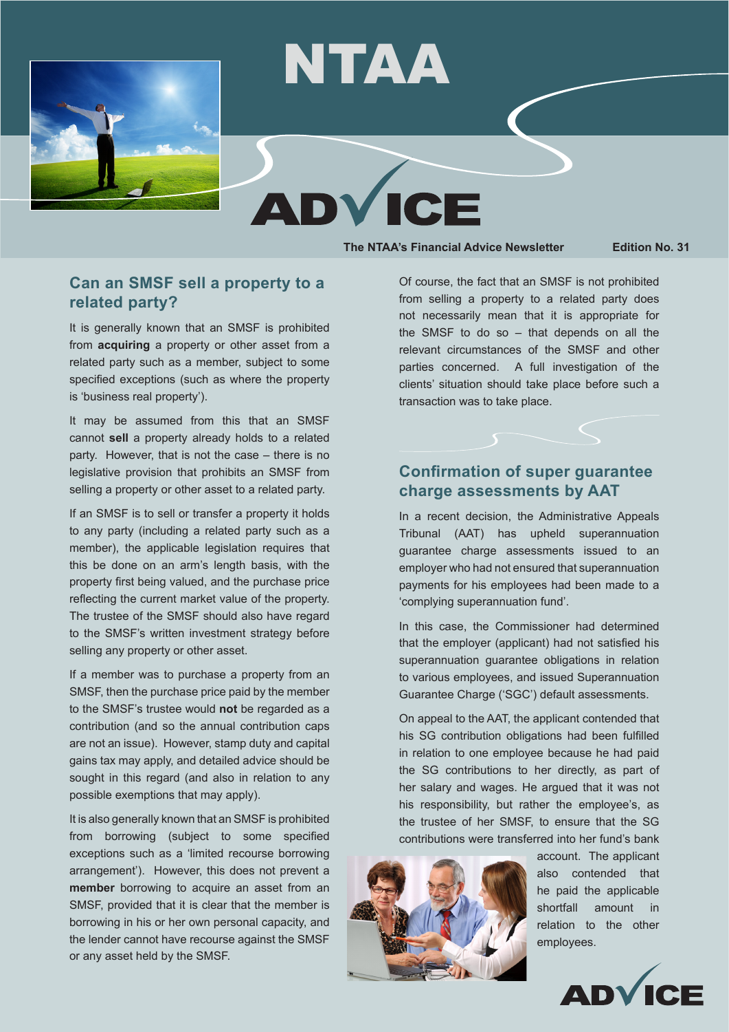# NTAA ADVICE

The NTAA's Financial Advice Newsletter

Edition No. 31

## Can an SMSF sell a property to a related party?

It is generally known that an SMSF is prohibited from **acquiring** a property or other asset from a related party such as a member, subject to some specified exceptions (such as where the property is 'business real property').

It may be assumed from this that an SMSF cannot **sell** a property already holds to a related party. However, that is not the case – there is no legislative provision that prohibits an SMSF from selling a property or other asset to a related party.

If an SMSF is to sell or transfer a property it holds to any party (including a related party such as a member), the applicable legislation requires that this be done on an arm's length basis, with the property first being valued, and the purchase price reflecting the current market value of the property. The trustee of the SMSF should also have regard to the SMSF's written investment strategy before selling any property or other asset.

If a member was to purchase a property from an SMSF, then the purchase price paid by the member to the SMSF's trustee would **not** be regarded as a contribution (and so the annual contribution caps are not an issue). However, stamp duty and capital gains tax may apply, and detailed advice should be sought in this regard (and also in relation to any possible exemptions that may apply).

It is also generally known that an SMSF is prohibited from borrowing (subject to some specified exceptions such as a 'limited recourse borrowing arrangement'). However, this does not prevent a **member** borrowing to acquire an asset from an SMSF, provided that it is clear that the member is borrowing in his or her own personal capacity, and the lender cannot have recourse against the SMSF or any asset held by the SMSF.

Of course, the fact that an SMSF is not prohibited from selling a property to a related party does not necessarily mean that it is appropriate for the SMSF to do so – that depends on all the relevant circumstances of the SMSF and other parties concerned. A full investigation of the clients' situation should take place before such a transaction was to take place.

## Confirmation of super guarantee charge assessments by AAT

In a recent decision, the Administrative Appeals Tribunal (AAT) has upheld superannuation guarantee charge assessments issued to an employer who had not ensured that superannuation payments for his employees had been made to a 'complying superannuation fund'.

In this case, the Commissioner had determined that the employer (applicant) had not satisfied his superannuation guarantee obligations in relation to various employees, and issued Superannuation Guarantee Charge ('SGC') default assessments.

On appeal to the AAT, the applicant contended that his SG contribution obligations had been fulfilled in relation to one employee because he had paid the SG contributions to her directly, as part of her salary and wages. He argued that it was not his responsibility, but rather the employee's, as the trustee of her SMSF, to ensure that the SG contributions were transferred into her fund's bank account. The applicant also contended that he paid the applicable shortfall amount in relation to the other employees.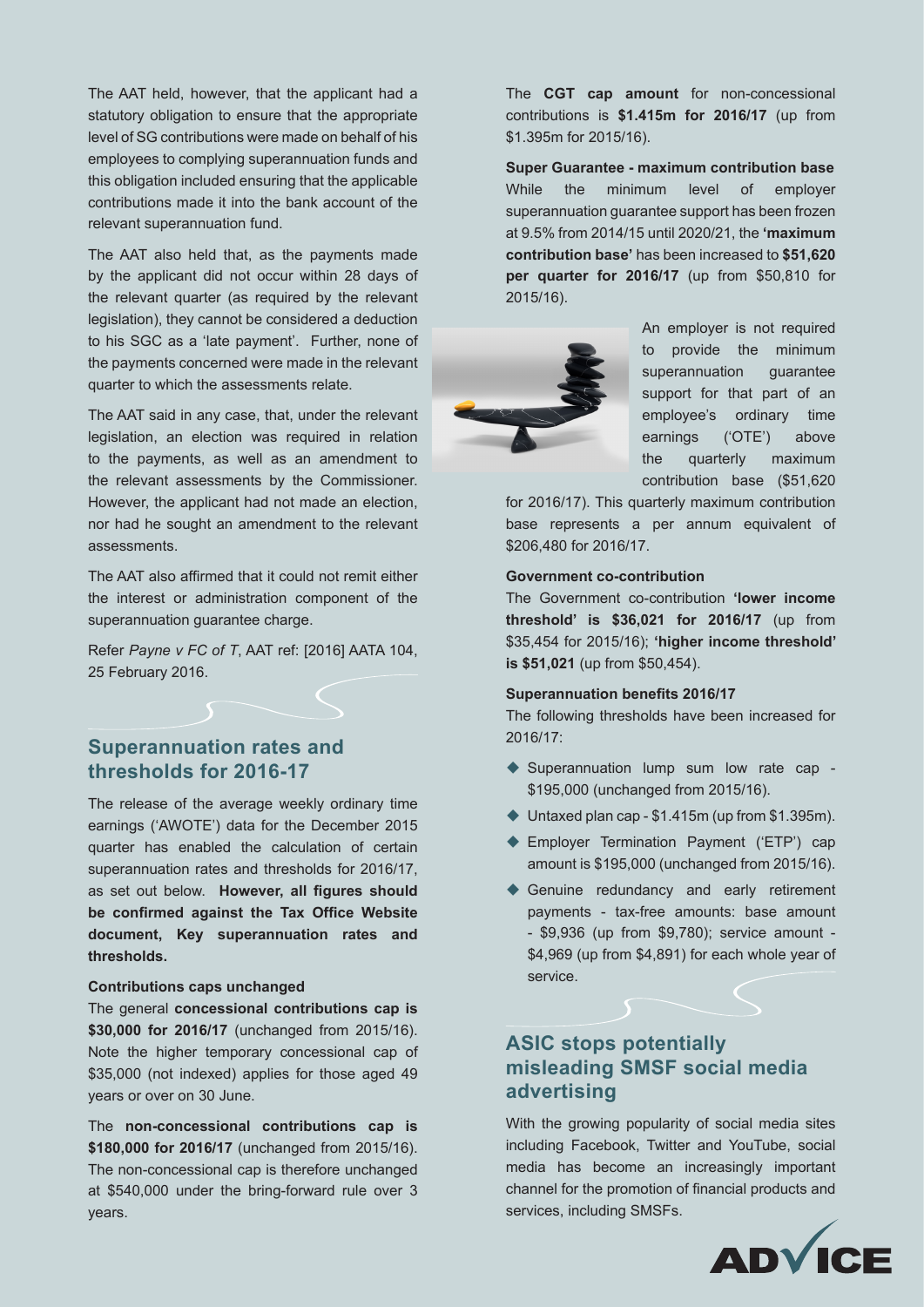The AAT held, however, that the applicant had a statutory obligation to ensure that the appropriate level of SG contributions were made on behalf of his employees to complying superannuation funds and this obligation included ensuring that the applicable contributions made it into the bank account of the relevant superannuation fund.

The AAT also held that, as the payments made by the applicant did not occur within 28 days of the relevant quarter (as required by the relevant legislation), they cannot be considered a deduction to his SGC as a 'late payment'. Further, none of the payments concerned were made in the relevant quarter to which the assessments relate.

The AAT said in any case, that, under the relevant legislation, an election was required in relation to the payments, as well as an amendment to the relevant assessments by the Commissioner. However, the applicant had not made an election, nor had he sought an amendment to the relevant assessments.

The AAT also affirmed that it could not remit either the interest or administration component of the superannuation guarantee charge.

Refer *Payne v FC of T*, AAT ref: [2016] AATA 104, 25 February 2016.

## Superannuation rates and thresholds for 2016-17

The release of the average weekly ordinary time earnings ('AWOTE') data for the December 2015 quarter has enabled the calculation of certain superannuation rates and thresholds for 2016/17, as set out below. **However, all figures should be confirmed against the Tax Office Website document, Key superannuation rates and thresholds.**

### Contributions caps unchanged

The general **concessional contributions cap is $30,000 for 2016/17** (unchanged from 2015/16). Note the higher temporary concessional cap of $35,000 (not indexed) applies for those aged 49 years or over on 30 June.

The **non-concessional contributions cap is $180,000 for 2016/17** (unchanged from 2015/16). The non-concessional cap is therefore unchanged at $540,000 under the bring-forward rule over 3 years.

The **CGT cap amount** for non-concessional contributions is **$1.415m for 2016/17** (up from $1.395m for 2015/16).

### Super Guarantee - maximum contribution base

While the minimum level of employer superannuation guarantee support has been frozen at 9.5% from 2014/15 until 2020/21, the **'maximum contribution base'** has been increased to **$51,620 per quarter for 2016/17** (up from $50,810 for 2015/16).

An employer is not required to provide the minimum guarantee superannuation support for that part of an employee's ordinary time earnings ('OTE') above the quarterly maximum contribution base ($51,620 for 2016/17). This quarterly maximum contribution base represents a per annum equivalent of $206,480 for 2016/17.

### Government co-contribution

The Government co-contribution **'lower income threshold' is $36,021 for 2016/17** (up from $35,454 for 2015/16); **'higher income threshold' is $51,021** (up from $50,454).

### Superannuation benefits 2016/17

The following thresholds have been increased for 2016/17:

- Superannuation lump sum low rate cap - $195,000 (unchanged from 2015/16).
- Untaxed plan cap - $1.415m (up from $1.395m).
- Employer Termination Payment ('ETP') cap amount is $195,000 (unchanged from 2015/16).
- Genuine redundancy and early retirement payments - tax-free amounts: base amount - $9,936 (up from $9,780); service amount - $4,969 (up from $4,891) for each whole year of service.

## ASIC stops potentially misleading SMSF social media advertising

With the growing popularity of social media sites including Facebook, Twitter and YouTube, social media has become an increasingly important channel for the promotion of financial products and services, including SMSFs.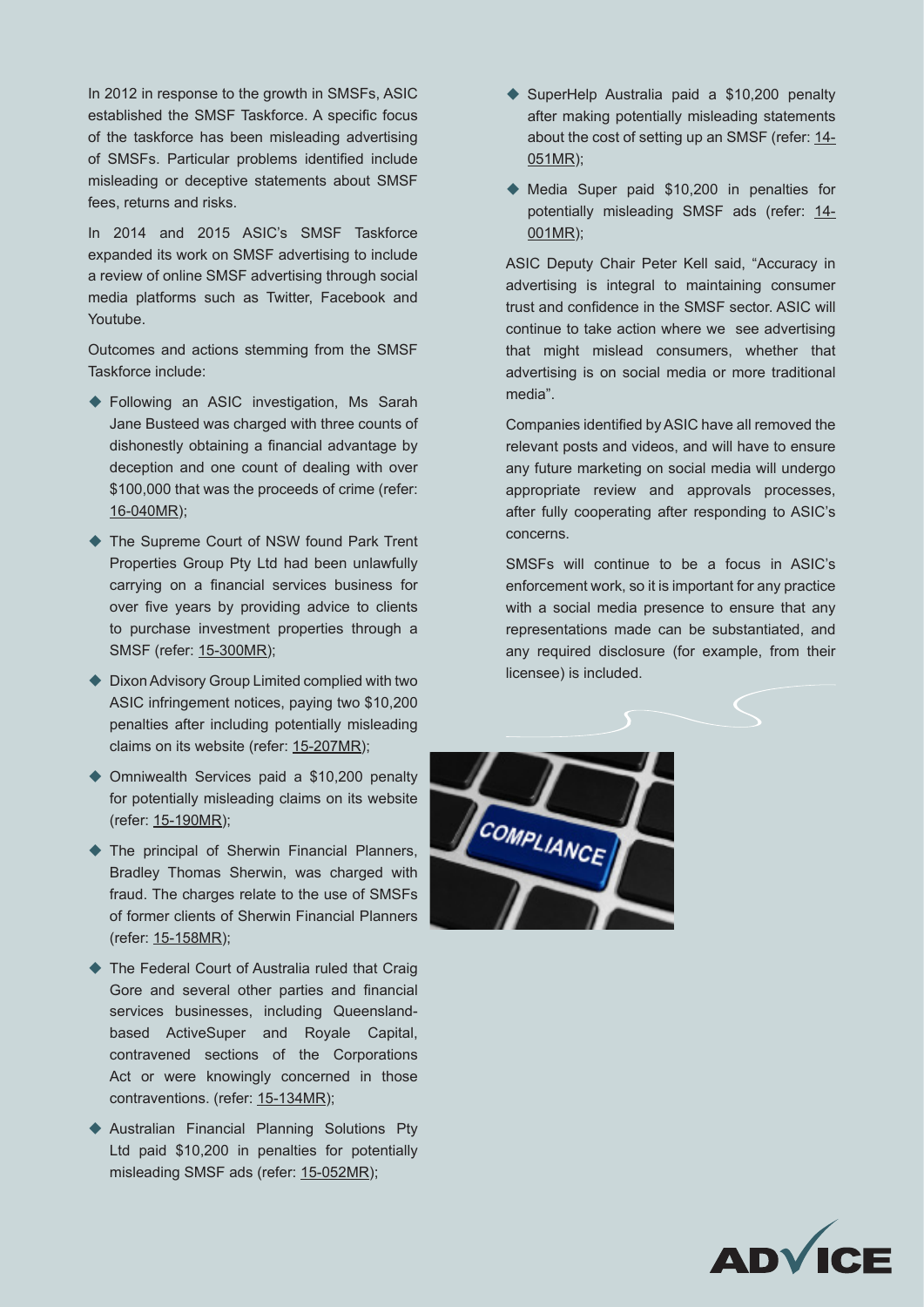In 2012 in response to the growth in SMSFs, ASIC established the SMSF Taskforce. A specific focus of the taskforce has been misleading advertising of SMSFs. Particular problems identified include misleading or deceptive statements about SMSF fees, returns and risks.

In 2014 and 2015 ASIC's SMSF Taskforce expanded its work on SMSF advertising to include a review of online SMSF advertising through social media platforms such as Twitter, Facebook and Youtube.

Outcomes and actions stemming from the SMSF Taskforce include:

- Following an ASIC investigation, Ms Sarah Jane Busteed was charged with three counts of dishonestly obtaining a financial advantage by deception and one count of dealing with over $100,000 that was the proceeds of crime (refer: 16-040MR);
- The Supreme Court of NSW found Park Trent Properties Group Pty Ltd had been unlawfully carrying on a financial services business for over five years by providing advice to clients to purchase investment properties through a SMSF (refer: 15-300MR);
- Dixon Advisory Group Limited complied with two ASIC infringement notices, paying two $10,200 penalties after including potentially misleading claims on its website (refer: 15-207MR);
- Omniwealth Services paid a $10,200 penalty for potentially misleading claims on its website (refer: 15-190MR);
- The principal of Sherwin Financial Planners, Bradley Thomas Sherwin, was charged with fraud. The charges relate to the use of SMSFs of former clients of Sherwin Financial Planners (refer: 15-158MR);
- The Federal Court of Australia ruled that Craig Gore and several other parties and financial services businesses, including Queensland-based ActiveSuper and Royale Capital, contravened sections of the Corporations Act or were knowingly concerned in those contraventions. (refer: 15-134MR);
- Australian Financial Planning Solutions Pty Ltd paid $10,200 in penalties for potentially misleading SMSF ads (refer: 15-052MR);
- SuperHelp Australia paid a $10,200 penalty after making potentially misleading statements about the cost of setting up an SMSF (refer: 14-051MR);
- Media Super paid $10,200 in penalties for potentially misleading SMSF ads (refer: 14-001MR);

ASIC Deputy Chair Peter Kell said, "Accuracy in advertising is integral to maintaining consumer trust and confidence in the SMSF sector. ASIC will continue to take action where we see advertising that might mislead consumers, whether that advertising is on social media or more traditional media".

Companies identified by ASIC have all removed the relevant posts and videos, and will have to ensure any future marketing on social media will undergo appropriate review and approvals processes, after fully cooperating after responding to ASIC's concerns.

SMSFs will continue to be a focus in ASIC's enforcement work, so it is important for any practice with a social media presence to ensure that any representations made can be substantiated, and any required disclosure (for example, from their licensee) is included.